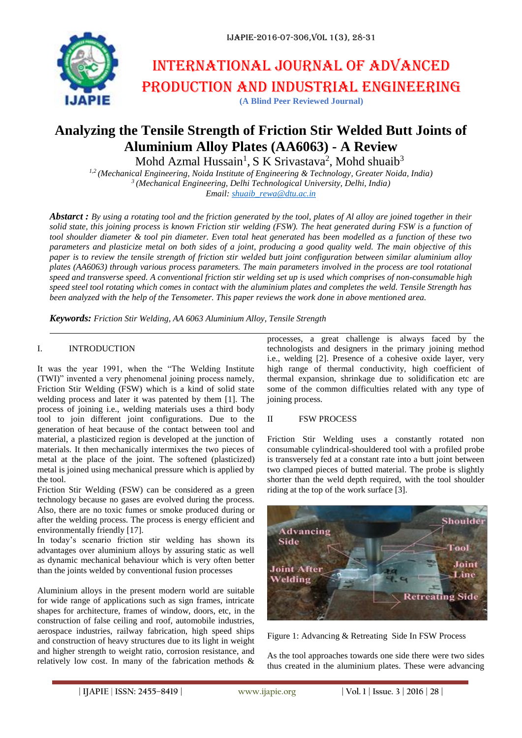# INTERNATIONAL JOURNAL OF ADVANCED PRODUCTION AND INDUSTRIAL ENGINEERING

**(A Blind Peer Reviewed Journal)**

# Analyzing the Tensile Strength of Friction Stir Welded Butt Joints of Aluminium Alloy Plates (AA6063) - A Review

Mohd Azmal Hussain[1], S K Srivastava[2], Mohd shuaib[3]

[1,2] *(Mechanical Engineering, Noida Institute of Engineering & Technology, Greater Noida, India)*
[3] *(Mechanical Engineering, Delhi Technological University, Delhi, India)*
*Email: shuaib_rewa@dtu.ac.in*

***Abstract :*** *By using a rotating tool and the friction generated by the tool, plates of Al alloy are joined together in their solid state, this joining process is known Friction stir welding (FSW). The heat generated during FSW is a function of tool shoulder diameter & tool pin diameter. Even total heat generated has been modelled as a function of these two parameters and plasticize metal on both sides of a joint, producing a good quality weld. The main objective of this paper is to review the tensile strength of friction stir welded butt joint configuration between similar aluminium alloy plates (AA6063) through various process parameters. The main parameters involved in the process are tool rotational speed and transverse speed. A conventional friction stir welding set up is used which comprises of non-consumable high speed steel tool rotating which comes in contact with the aluminium plates and completes the weld. Tensile Strength has been analyzed with the help of the Tensometer. This paper reviews the work done in above mentioned area.*

***Keywords:*** *Friction Stir Welding, AA 6063 Aluminium Alloy, Tensile Strength*

## I. INTRODUCTION

It was the year 1991, when the "The Welding Institute (TWI)" invented a very phenomenal joining process namely, Friction Stir Welding (FSW) which is a kind of solid state welding process and later it was patented by them [1]. The process of joining i.e., welding materials uses a third body tool to join different joint configurations. Due to the generation of heat because of the contact between tool and material, a plasticized region is developed at the junction of materials. It then mechanically intermixes the two pieces of metal at the place of the joint. The softened (plasticized) metal is joined using mechanical pressure which is applied by the tool.

Friction Stir Welding (FSW) can be considered as a green technology because no gases are evolved during the process. Also, there are no toxic fumes or smoke produced during or after the welding process. The process is energy efficient and environmentally friendly [17].

In today's scenario friction stir welding has shown its advantages over aluminium alloys by assuring static as well as dynamic mechanical behaviour which is very often better than the joints welded by conventional fusion processes

Aluminium alloys in the present modern world are suitable for wide range of applications such as sign frames, intricate shapes for architecture, frames of window, doors, etc, in the construction of false ceiling and roof, automobile industries, aerospace industries, railway fabrication, high speed ships and construction of heavy structures due to its light in weight and higher strength to weight ratio, corrosion resistance, and relatively low cost. In many of the fabrication methods & processes, a great challenge is always faced by the technologists and designers in the primary joining method i.e., welding [2]. Presence of a cohesive oxide layer, very high range of thermal conductivity, high coefficient of thermal expansion, shrinkage due to solidification etc are some of the common difficulties related with any type of joining process.

## II FSW PROCESS

Friction Stir Welding uses a constantly rotated non consumable cylindrical-shouldered tool with a profiled probe is transversely fed at a constant rate into a butt joint between two clamped pieces of butted material. The probe is slightly shorter than the weld depth required, with the tool shoulder riding at the top of the work surface [3].

Figure 1: Advancing & Retreating Side In FSW Process

As the tool approaches towards one side there were two sides thus created in the aluminium plates. These were advancing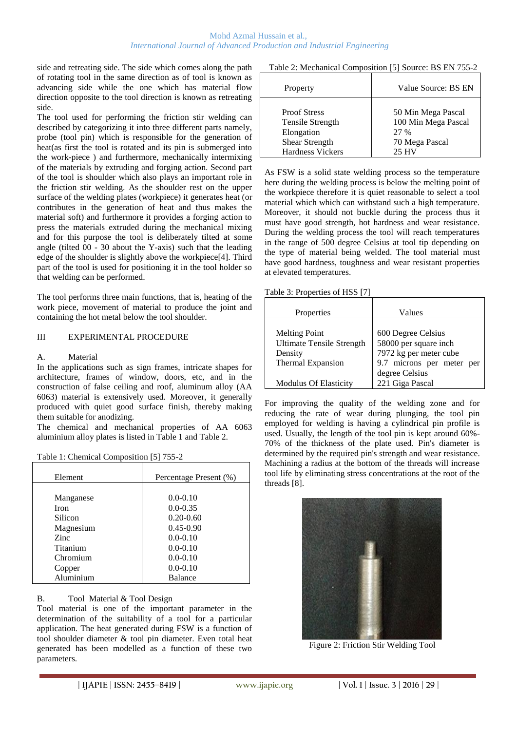side and retreating side. The side which comes along the path of rotating tool in the same direction as of tool is known as advancing side while the one which has material flow direction opposite to the tool direction is known as retreating side.

The tool used for performing the friction stir welding can described by categorizing it into three different parts namely, probe (tool pin) which is responsible for the generation of heat(as first the tool is rotated and its pin is submerged into the work-piece ) and furthermore, mechanically intermixing of the materials by extruding and forging action. Second part of the tool is shoulder which also plays an important role in the friction stir welding. As the shoulder rest on the upper surface of the welding plates (workpiece) it generates heat (or contributes in the generation of heat and thus makes the material soft) and furthermore it provides a forging action to press the materials extruded during the mechanical mixing and for this purpose the tool is deliberately tilted at some angle (tilted 00 - 30 about the Y-axis) such that the leading edge of the shoulder is slightly above the workpiece[4]. Third part of the tool is used for positioning it in the tool holder so that welding can be performed.

The tool performs three main functions, that is, heating of the work piece, movement of material to produce the joint and containing the hot metal below the tool shoulder.

## III EXPERIMENTAL PROCEDURE

### A. Material

In the applications such as sign frames, intricate shapes for architecture, frames of window, doors, etc, and in the construction of false ceiling and roof, aluminum alloy (AA 6063) material is extensively used. Moreover, it generally produced with quiet good surface finish, thereby making them suitable for anodizing.

The chemical and mechanical properties of AA 6063 aluminium alloy plates is listed in Table 1 and Table 2.

Table 1: Chemical Composition [5] 755-2

| Element | Percentage Present (%) |
|---|---|
| Manganese | 0.0-0.10 |
| Iron | 0.0-0.35 |
| Silicon | 0.20-0.60 |
| Magnesium | 0.45-0.90 |
| Zinc | 0.0-0.10 |
| Titanium | 0.0-0.10 |
| Chromium | 0.0-0.10 |
| Copper | 0.0-0.10 |
| Aluminium | Balance |

### B. Tool Material & Tool Design

Tool material is one of the important parameter in the determination of the suitability of a tool for a particular application. The heat generated during FSW is a function of tool shoulder diameter & tool pin diameter. Even total heat generated has been modelled as a function of these two parameters.

Table 2: Mechanical Composition [5] Source: BS EN 755-2

| Property | Value Source: BS EN |
|---|---|
| Proof Stress | 50 Min Mega Pascal |
| Tensile Strength | 100 Min Mega Pascal |
| Elongation | 27 % |
| Shear Strength | 70 Mega Pascal |
| Hardness Vickers | 25 HV |

As FSW is a solid state welding process so the temperature here during the welding process is below the melting point of the workpiece therefore it is quiet reasonable to select a tool material which which can withstand such a high temperature. Moreover, it should not buckle during the process thus it must have good strength, hot hardness and wear resistance. During the welding process the tool will reach temperatures in the range of 500 degree Celsius at tool tip depending on the type of material being welded. The tool material must have good hardness, toughness and wear resistant properties at elevated temperatures.

Table 3: Properties of HSS [7]

| Properties | Values |
|---|---|
| Melting Point | 600 Degree Celsius |
| Ultimate Tensile Strength | 58000 per square inch |
| Density | 7972 kg per meter cube |
| Thermal Expansion | 9.7 microns per meter per degree Celsius |
| Modulus Of Elasticity | 221 Giga Pascal |

For improving the quality of the welding zone and for reducing the rate of wear during plunging, the tool pin employed for welding is having a cylindrical pin profile is used. Usually, the length of the tool pin is kept around 60%-70% of the thickness of the plate used. Pin's diameter is determined by the required pin's strength and wear resistance. Machining a radius at the bottom of the threads will increase tool life by eliminating stress concentrations at the root of the threads [8].

Figure 2: Friction Stir Welding Tool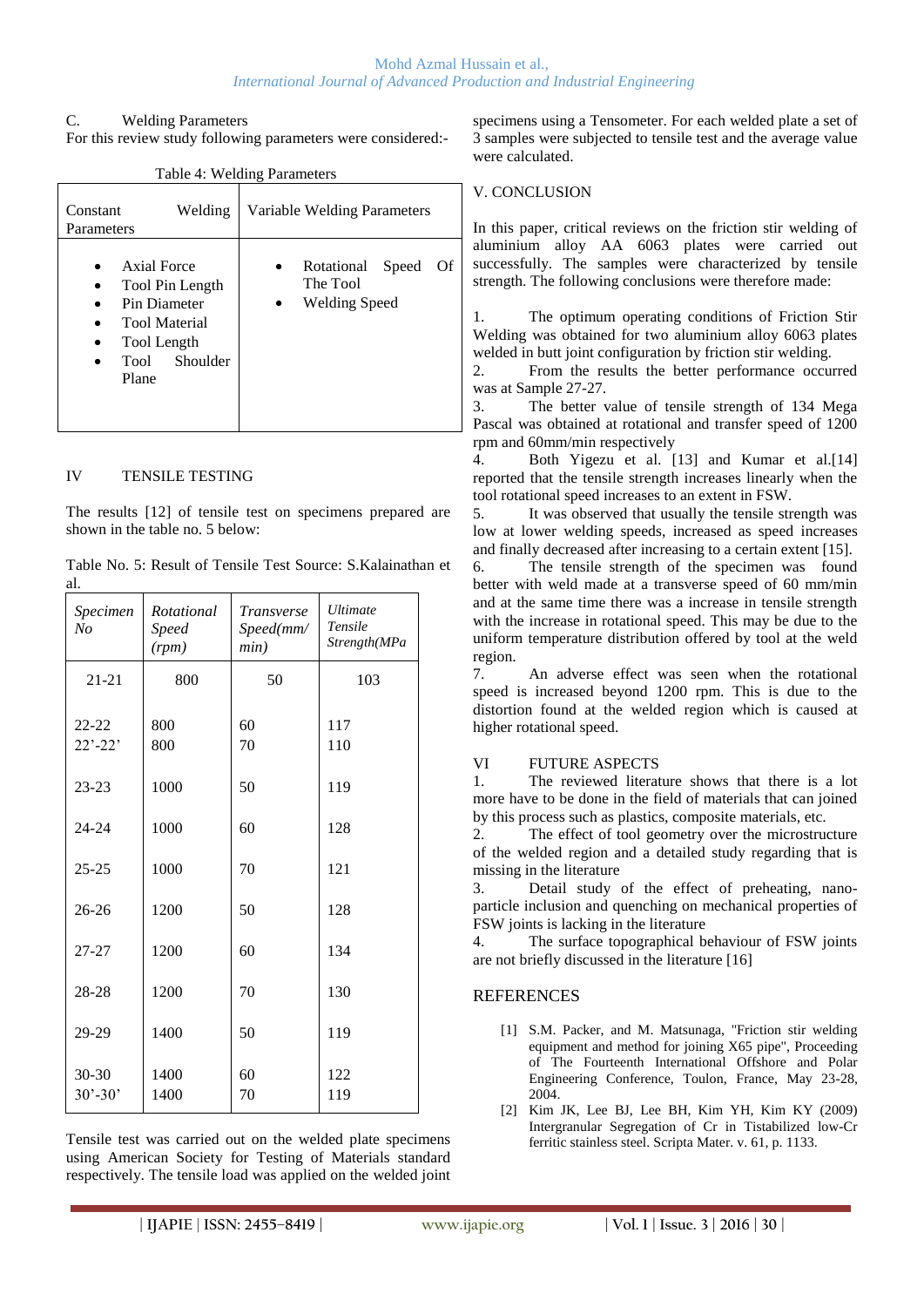### C. Welding Parameters

For this review study following parameters were considered:-

Table 4: Welding Parameters

| Constant Welding Parameters | Variable Welding Parameters |
|---|---|
| • Axial Force<br>• Tool Pin Length<br>• Pin Diameter<br>• Tool Material<br>• Tool Length<br>• Tool Shoulder Plane | • Rotational Speed Of The Tool<br>• Welding Speed |

## IV TENSILE TESTING

The results [12] of tensile test on specimens prepared are shown in the table no. 5 below:

Table No. 5: Result of Tensile Test Source: S.Kalainathan et al.

| *Specimen No* | *Rotational Speed (rpm)* | *Transverse Speed(mm/min)* | *Ultimate Tensile Strength(MPa* |
|---|---|---|---|
| 21-21 | 800 | 50 | 103 |
| 22-22 | 800 | 60 | 117 |
| 22'-22' | 800 | 70 | 110 |
| 23-23 | 1000 | 50 | 119 |
| 24-24 | 1000 | 60 | 128 |
| 25-25 | 1000 | 70 | 121 |
| 26-26 | 1200 | 50 | 128 |
| 27-27 | 1200 | 60 | 134 |
| 28-28 | 1200 | 70 | 130 |
| 29-29 | 1400 | 50 | 119 |
| 30-30 | 1400 | 60 | 122 |
| 30'-30' | 1400 | 70 | 119 |

Tensile test was carried out on the welded plate specimens using American Society for Testing of Materials standard respectively. The tensile load was applied on the welded joint specimens using a Tensometer. For each welded plate a set of 3 samples were subjected to tensile test and the average value were calculated.

## V. CONCLUSION

In this paper, critical reviews on the friction stir welding of aluminium alloy AA 6063 plates were carried out successfully. The samples were characterized by tensile strength. The following conclusions were therefore made:

1. The optimum operating conditions of Friction Stir Welding was obtained for two aluminium alloy 6063 plates welded in butt joint configuration by friction stir welding.
2. From the results the better performance occurred was at Sample 27-27.
3. The better value of tensile strength of 134 Mega Pascal was obtained at rotational and transfer speed of 1200 rpm and 60mm/min respectively
4. Both Yigezu et al. [13] and Kumar et al.[14] reported that the tensile strength increases linearly when the tool rotational speed increases to an extent in FSW.
5. It was observed that usually the tensile strength was low at lower welding speeds, increased as speed increases and finally decreased after increasing to a certain extent [15].
6. The tensile strength of the specimen was found better with weld made at a transverse speed of 60 mm/min and at the same time there was a increase in tensile strength with the increase in rotational speed. This may be due to the uniform temperature distribution offered by tool at the weld region.
7. An adverse effect was seen when the rotational speed is increased beyond 1200 rpm. This is due to the distortion found at the welded region which is caused at higher rotational speed.

## VI FUTURE ASPECTS

1. The reviewed literature shows that there is a lot more have to be done in the field of materials that can joined by this process such as plastics, composite materials, etc.
2. The effect of tool geometry over the microstructure of the welded region and a detailed study regarding that is missing in the literature
3. Detail study of the effect of preheating, nano-particle inclusion and quenching on mechanical properties of FSW joints is lacking in the literature
4. The surface topographical behaviour of FSW joints are not briefly discussed in the literature [16]

## REFERENCES

[1] S.M. Packer, and M. Matsunaga, "Friction stir welding equipment and method for joining X65 pipe", Proceeding of The Fourteenth International Offshore and Polar Engineering Conference, Toulon, France, May 23-28, 2004.

[2] Kim JK, Lee BJ, Lee BH, Kim YH, Kim KY (2009) Intergranular Segregation of Cr in Tistabilized low-Cr ferritic stainless steel. Scripta Mater. v. 61, p. 1133.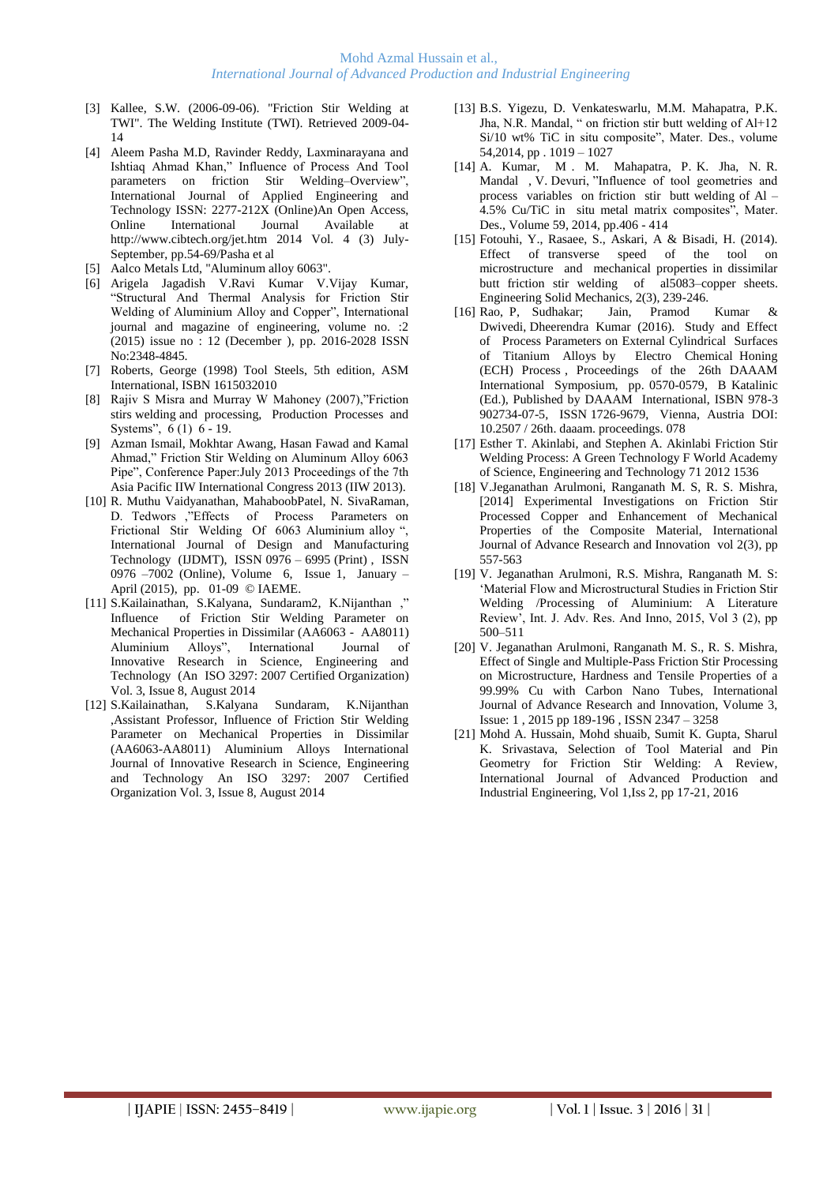[3] Kallee, S.W. (2006-09-06). "Friction Stir Welding at TWI". The Welding Institute (TWI). Retrieved 2009-04-14

[4] Aleem Pasha M.D, Ravinder Reddy, Laxminarayana and Ishtiaq Ahmad Khan," Influence of Process And Tool parameters on friction Stir Welding–Overview", International Journal of Applied Engineering and Technology ISSN: 2277-212X (Online)An Open Access, Online International Journal Available at http://www.cibtech.org/jet.htm 2014 Vol. 4 (3) July-September, pp.54-69/Pasha et al

[5] Aalco Metals Ltd, "Aluminum alloy 6063".

[6] Arigela Jagadish V.Ravi Kumar V.Vijay Kumar, "Structural And Thermal Analysis for Friction Stir Welding of Aluminium Alloy and Copper", International journal and magazine of engineering, volume no. :2 (2015) issue no : 12 (December ), pp. 2016-2028 ISSN No:2348-4845.

[7] Roberts, George (1998) Tool Steels, 5th edition, ASM International, ISBN 1615032010

[8] Rajiv S Misra and Murray W Mahoney (2007),"Friction stirs welding and processing, Production Processes and Systems", 6 (1) 6 - 19.

[9] Azman Ismail, Mokhtar Awang, Hasan Fawad and Kamal Ahmad," Friction Stir Welding on Aluminum Alloy 6063 Pipe", Conference Paper:July 2013 Proceedings of the 7th Asia Pacific IIW International Congress 2013 (IIW 2013).

[10] R. Muthu Vaidyanathan, MahaboobPatel, N. SivaRaman, D. Tedwors ,"Effects of Process Parameters on Frictional Stir Welding Of 6063 Aluminium alloy ", International Journal of Design and Manufacturing Technology (IJDMT), ISSN 0976 – 6995 (Print) , ISSN 0976 –7002 (Online), Volume 6, Issue 1, January – April (2015), pp. 01-09 © IAEME.

[11] S.Kailainathan, S.Kalyana, Sundaram2, K.Nijanthan ," Influence of Friction Stir Welding Parameter on Mechanical Properties in Dissimilar (AA6063 - AA8011) Aluminium Alloys", International Journal of Innovative Research in Science, Engineering and Technology (An ISO 3297: 2007 Certified Organization) Vol. 3, Issue 8, August 2014

[12] S.Kailainathan, S.Kalyana Sundaram, K.Nijanthan ,Assistant Professor, Influence of Friction Stir Welding Parameter on Mechanical Properties in Dissimilar (AA6063-AA8011) Aluminium Alloys International Journal of Innovative Research in Science, Engineering and Technology An ISO 3297: 2007 Certified Organization Vol. 3, Issue 8, August 2014

[13] B.S. Yigezu, D. Venkateswarlu, M.M. Mahapatra, P.K. Jha, N.R. Mandal, " on friction stir butt welding of Al+12 Si/10 wt% TiC in situ composite", Mater. Des., volume 54,2014, pp . 1019 – 1027

[14] A. Kumar, M . M. Mahapatra, P. K. Jha, N. R. Mandal , V. Devuri, "Influence of tool geometries and process variables on friction stir butt welding of Al – 4.5% Cu/TiC in situ metal matrix composites", Mater. Des., Volume 59, 2014, pp.406 - 414

[15] Fotouhi, Y., Rasaee, S., Askari, A & Bisadi, H. (2014). Effect of transverse speed of the tool on microstructure and mechanical properties in dissimilar butt friction stir welding of al5083–copper sheets. Engineering Solid Mechanics, 2(3), 239-246.

[16] Rao, P, Sudhakar; Jain, Pramod Kumar & Dwivedi, Dheerendra Kumar (2016). Study and Effect of Process Parameters on External Cylindrical Surfaces of Titanium Alloys by Electro Chemical Honing (ECH) Process , Proceedings of the 26th DAAAM International Symposium, pp. 0570-0579, B Katalinic (Ed.), Published by DAAAM International, ISBN 978-3 902734-07-5, ISSN 1726-9679, Vienna, Austria DOI: 10.2507 / 26th. daaam. proceedings. 078

[17] Esther T. Akinlabi, and Stephen A. Akinlabi Friction Stir Welding Process: A Green Technology F World Academy of Science, Engineering and Technology 71 2012 1536

[18] V.Jeganathan Arulmoni, Ranganath M. S, R. S. Mishra, [2014] Experimental Investigations on Friction Stir Processed Copper and Enhancement of Mechanical Properties of the Composite Material, International Journal of Advance Research and Innovation vol 2(3), pp 557-563

[19] V. Jeganathan Arulmoni, R.S. Mishra, Ranganath M. S: 'Material Flow and Microstructural Studies in Friction Stir Welding /Processing of Aluminium: A Literature Review', Int. J. Adv. Res. And Inno, 2015, Vol 3 (2), pp 500–511

[20] V. Jeganathan Arulmoni, Ranganath M. S., R. S. Mishra, Effect of Single and Multiple-Pass Friction Stir Processing on Microstructure, Hardness and Tensile Properties of a 99.99% Cu with Carbon Nano Tubes, International Journal of Advance Research and Innovation, Volume 3, Issue: 1 , 2015 pp 189-196 , ISSN 2347 – 3258

[21] Mohd A. Hussain, Mohd shuaib, Sumit K. Gupta, Sharul K. Srivastava, Selection of Tool Material and Pin Geometry for Friction Stir Welding: A Review, International Journal of Advanced Production and Industrial Engineering, Vol 1,Iss 2, pp 17-21, 2016